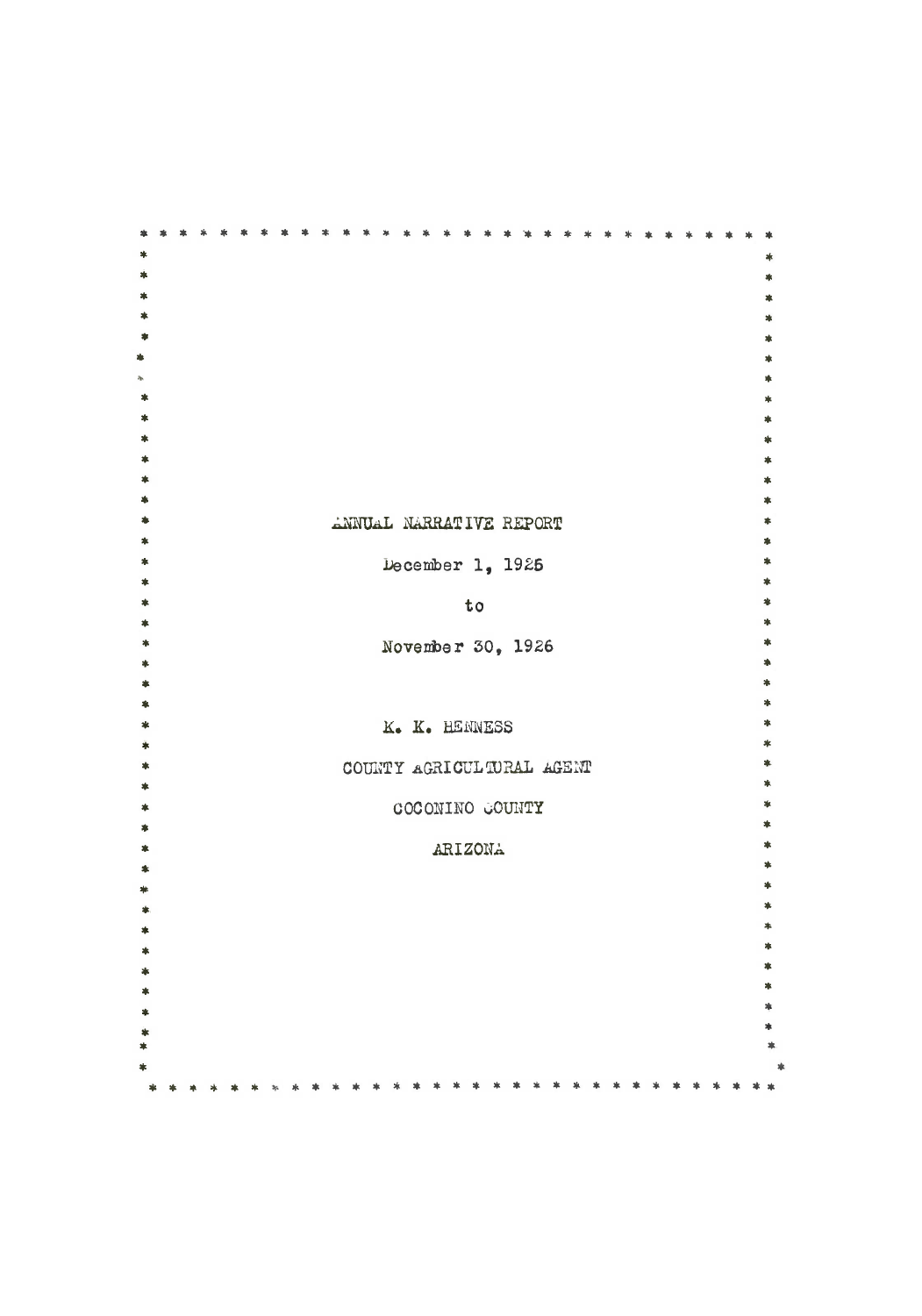# ANNUAL NARRATIVE REPORT

December 1, 1925

to

November 30, 1926

K. K. HENNESS

COUNTY AGRICULTURAL AGENT

COCONINO COUNTY

ARIZONA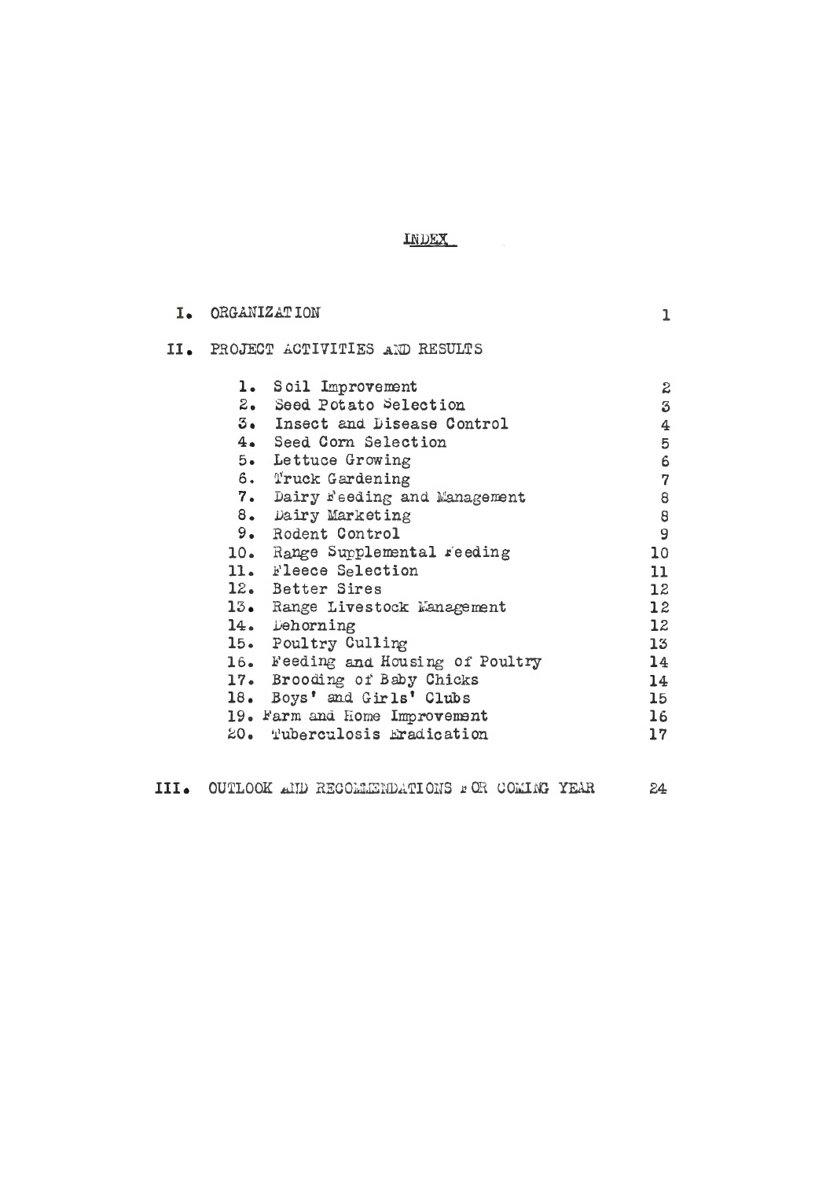# INDEX

| | | |
|---|---|---|
| I. | ORGANIZATION | 1 |
| II. | PROJECT ACTIVITIES AND RESULTS | |
| | 1. Soil Improvement | 2 |
| | 2. Seed Potato Selection | 3 |
| | 3. Insect and Disease Control | 4 |
| | 4. Seed Corn Selection | 5 |
| | 5. Lettuce Growing | 6 |
| | 6. Truck Gardening | 7 |
| | 7. Dairy Feeding and Management | 8 |
| | 8. Dairy Marketing | 8 |
| | 9. Rodent Control | 9 |
| | 10. Range Supplemental Feeding | 10 |
| | 11. Fleece Selection | 11 |
| | 12. Better Sires | 12 |
| | 13. Range Livestock Management | 12 |
| | 14. Dehorning | 12 |
| | 15. Poultry Culling | 13 |
| | 16. Feeding and Housing of Poultry | 14 |
| | 17. Brooding of Baby Chicks | 14 |
| | 18. Boys' and Girls' Clubs | 15 |
| | 19. Farm and Home Improvement | 16 |
| | 20. Tuberculosis Eradication | 17 |
| III. | OUTLOOK AND RECOMMENDATIONS FOR COMING YEAR | 24 |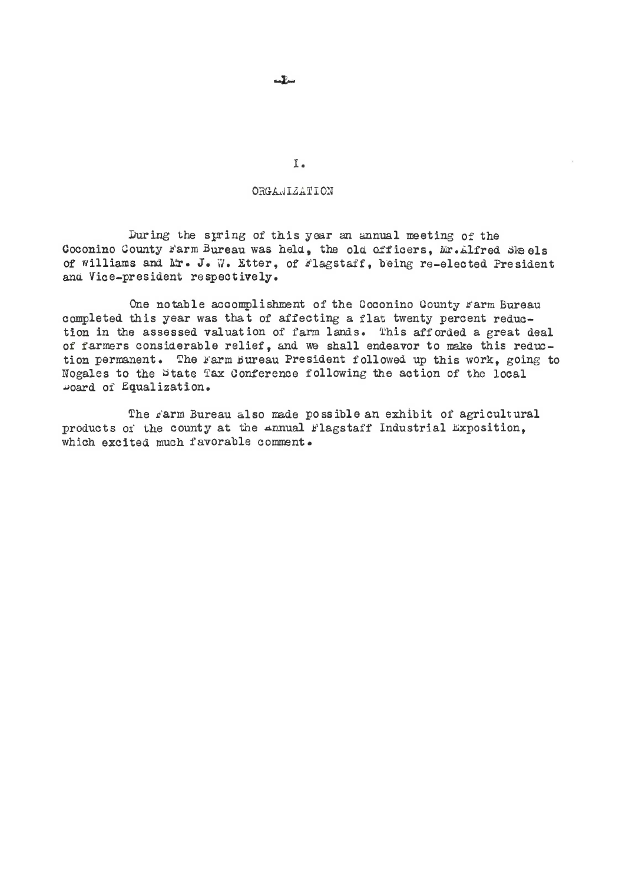# I.

## ORGANIZATION

During the spring of this year an annual meeting of the Coconino County Farm Bureau was held, the old officers, Mr. Alfred Skeels of Williams and Mr. J. W. Etter, of Flagstaff, being re-elected President and Vice-president respectively.

One notable accomplishment of the Coconino County Farm Bureau completed this year was that of affecting a flat twenty percent reduction in the assessed valuation of farm lands. This afforded a great deal of farmers considerable relief, and we shall endeavor to make this reduction permanent. The Farm Bureau President followed up this work, going to Nogales to the State Tax Conference following the action of the local Board of Equalization.

The Farm Bureau also made possible an exhibit of agricultural products of the county at the Annual Flagstaff Industrial Exposition, which excited much favorable comment.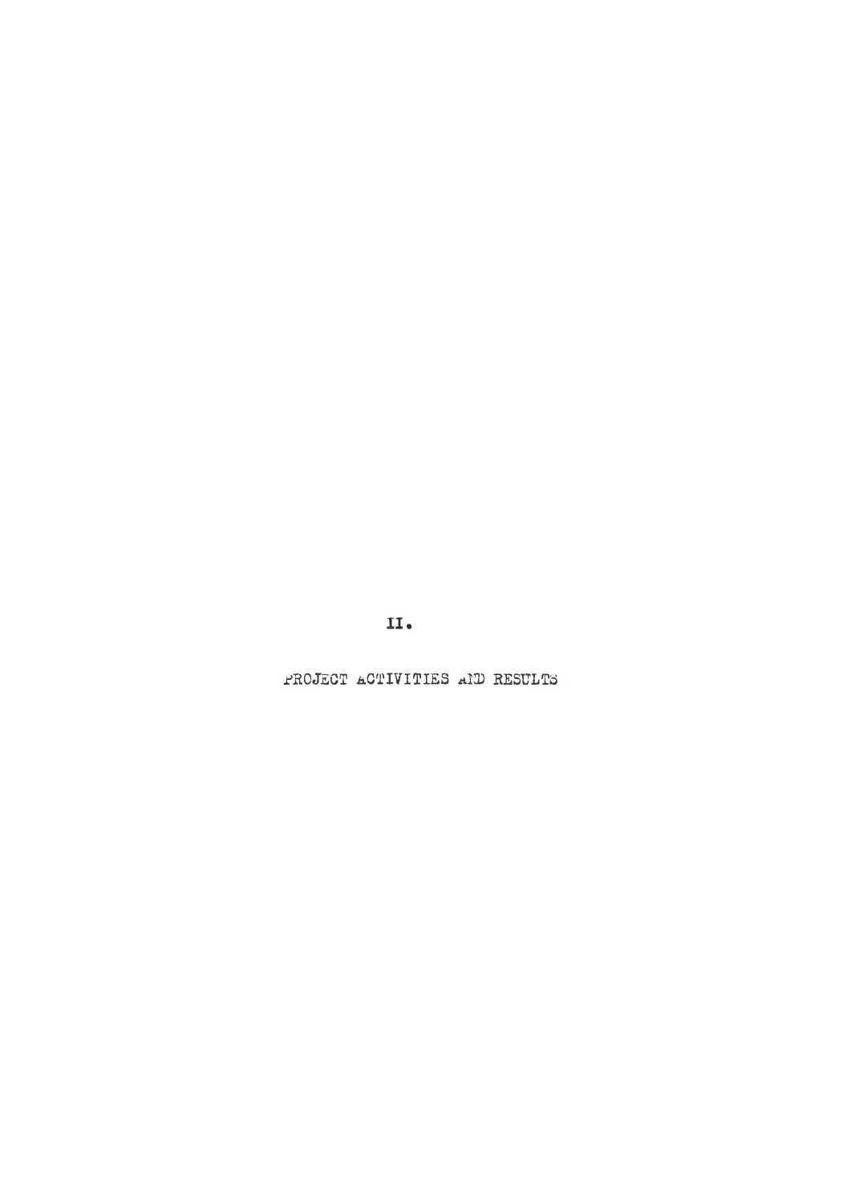# II.

# PROJECT ACTIVITIES AND RESULTS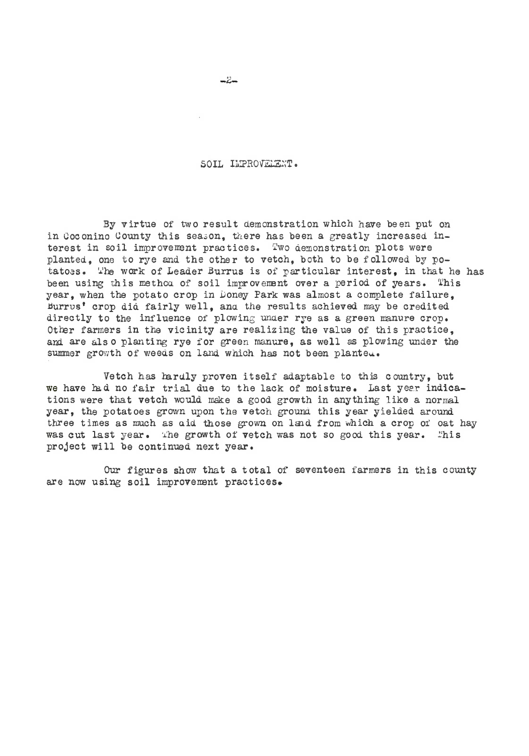## SOIL IMPROVEMENT.

By virtue of two result demonstration which have been put on in Coconino County this season, there has been a greatly increased interest in soil improvement practices. Two demonstration plots were planted, one to rye and the other to vetch, both to be followed by potatoes. The work of Leader Burrus is of particular interest, in that he has been using this method of soil improvement over a period of years. This year, when the potato crop in Doney Park was almost a complete failure, Burrus' crop did fairly well, and the results achieved may be credited directly to the influence of plowing under rye as a green manure crop. Other farmers in the vicinity are realizing the value of this practice, and are also planting rye for green manure, as well as plowing under the summer growth of weeds on land which has not been planted.

Vetch has hardly proven itself adaptable to this country, but we have had no fair trial due to the lack of moisture. Last year indications were that vetch would make a good growth in anything like a normal year, the potatoes grown upon the vetch ground this year yielded around three times as much as did those grown on land from which a crop of oat hay was cut last year. The growth of vetch was not so good this year. This project will be continued next year.

Our figures show that a total of seventeen farmers in this county are now using soil improvement practices.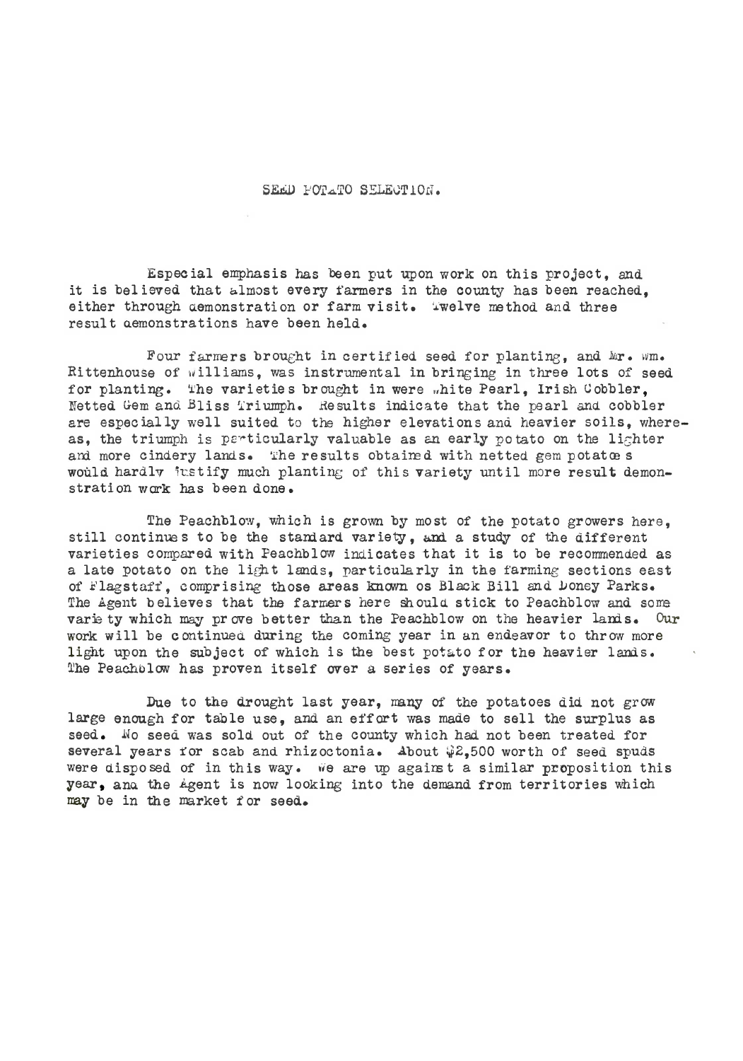## SEED POTATO SELECTION.

Especial emphasis has been put upon work on this project, and it is believed that almost every farmers in the county has been reached, either through demonstration or farm visit. Twelve method and three result demonstrations have been held.

Four farmers brought in certified seed for planting, and Mr. Wm. Rittenhouse of Williams, was instrumental in bringing in three lots of seed for planting. The varieties brought in were White Pearl, Irish Cobbler, Netted Gem and Bliss Triumph. Results indicate that the pearl and cobbler are especially well suited to the higher elevations and heavier soils, whereas, the triumph is particularly valuable as an early potato on the lighter and more cindery lands. The results obtained with netted gem potatoes would hardly justify much planting of this variety until more result demonstration work has been done.

The Peachblow, which is grown by most of the potato growers here, still continues to be the standard variety, and a study of the different varieties compared with Peachblow indicates that it is to be recommended as a late potato on the light lands, particularly in the farming sections east of Flagstaff, comprising those areas known as Black Bill and Doney Parks. The Agent believes that the farmers here should stick to Peachblow and some variety which may prove better than the Peachblow on the heavier lands. Our work will be continued during the coming year in an endeavor to throw more light upon the subject of which is the best potato for the heavier lands. The Peachblow has proven itself over a series of years.

Due to the drought last year, many of the potatoes did not grow large enough for table use, and an effort was made to sell the surplus as seed. No seed was sold out of the county which had not been treated for several years for scab and rhizoctonia. About $2,500 worth of seed spuds were disposed of in this way. We are up against a similar proposition this year, and the Agent is now looking into the demand from territories which may be in the market for seed.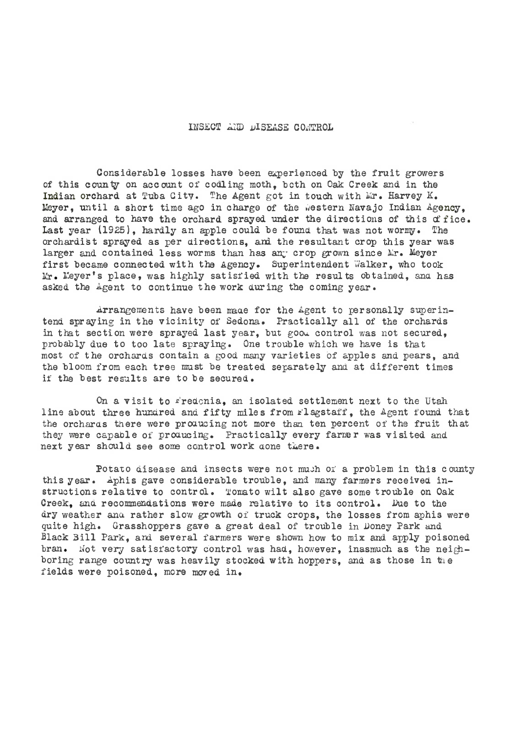## INSECT AND DISEASE CONTROL

Considerable losses have been experienced by the fruit growers of this county on account of codling moth, both on Oak Creek and in the Indian orchard at Tuba City. The Agent got in touch with Mr. Harvey K. Meyer, until a short time ago in charge of the Western Navajo Indian Agency, and arranged to have the orchard sprayed under the directions of this office. Last year (1925), hardly an apple could be found that was not wormy. The orchardist sprayed as per directions, and the resultant crop this year was larger and contained less worms than has any crop grown since Mr. Meyer first became connected with the Agency. Superintendent Walker, who took Mr. Meyer's place, was highly satisfied with the results obtained, and has asked the Agent to continue the work during the coming year.

Arrangements have been made for the Agent to personally superintend spraying in the vicinity of Sedona. Practically all of the orchards in that section were sprayed last year, but good control was not secured, probably due to too late spraying. One trouble which we have is that most of the orchards contain a good many varieties of apples and pears, and the bloom from each tree must be treated separately and at different times if the best results are to be secured.

On a visit to Fredonia, an isolated settlement next to the Utah line about three hundred and fifty miles from Flagstaff, the Agent found that the orchards there were producing not more than ten percent of the fruit that they were capable of producing. Practically every farmer was visited and next year should see some control work done there.

Potato disease and insects were not much of a problem in this county this year. Aphis gave considerable trouble, and many farmers received instructions relative to control. Tomato wilt also gave some trouble on Oak Creek, and recommendations were made relative to its control. Due to the dry weather and rather slow growth of truck crops, the losses from aphis were quite high. Grasshoppers gave a great deal of trouble in Doney Park and Black Bill Park, and several farmers were shown how to mix and apply poisoned bran. Not very satisfactory control was had, however, inasmuch as the neighboring range country was heavily stocked with hoppers, and as those in the fields were poisoned, more moved in.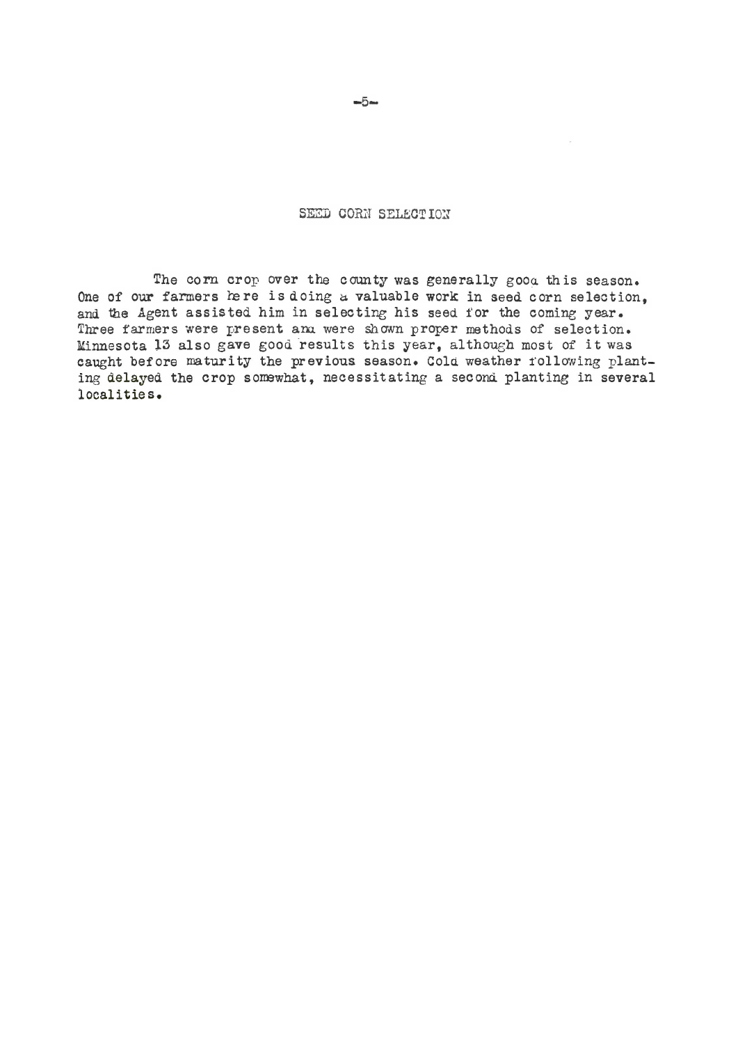## SEED CORN SELECTION

The corn crop over the county was generally good this season. One of our farmers here is doing a valuable work in seed corn selection, and the Agent assisted him in selecting his seed for the coming year. Three farmers were present and were shown proper methods of selection. Minnesota 13 also gave good results this year, although most of it was caught before maturity the previous season. Cold weather following planting delayed the crop somewhat, necessitating a second planting in several localities.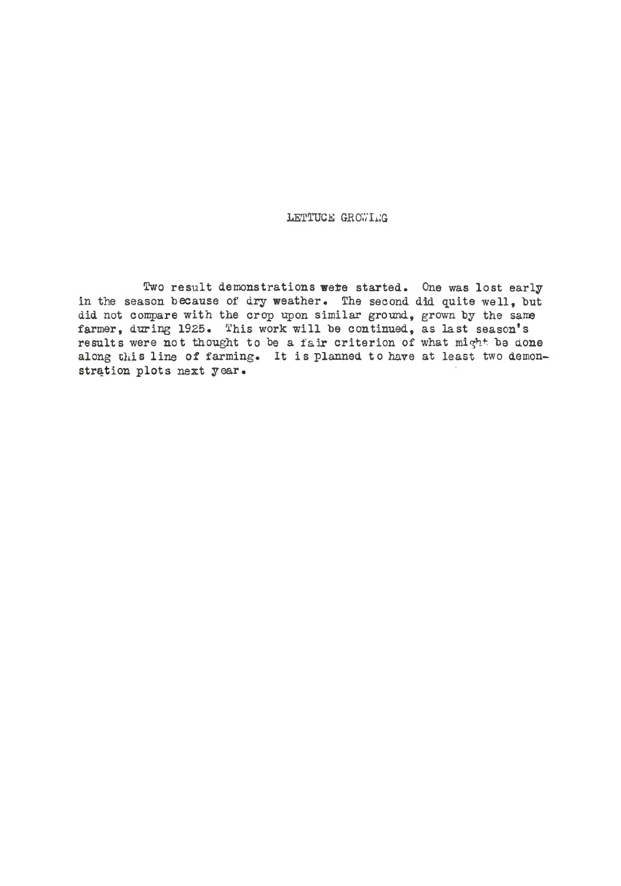## LETTUCE GROWING

Two result demonstrations were started. One was lost early in the season because of dry weather. The second did quite well, but did not compare with the crop upon similar ground, grown by the same farmer, during 1925. This work will be continued, as last season's results were not thought to be a fair criterion of what might be done along this line of farming. It is planned to have at least two demonstration plots next year.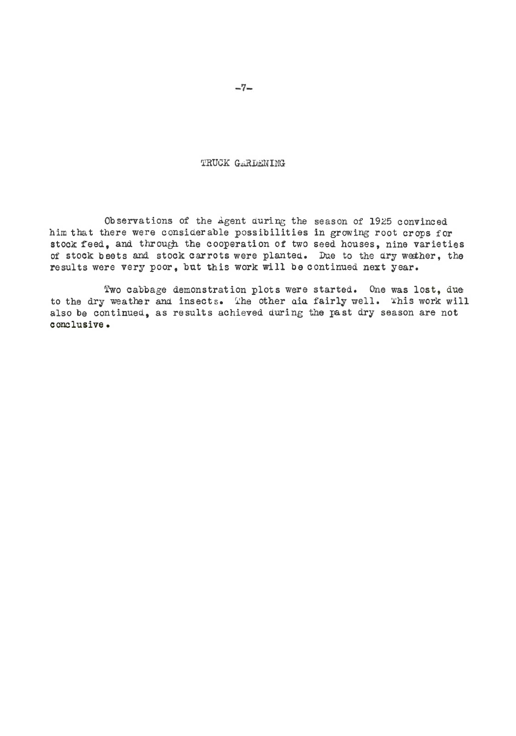## TRUCK GARDENING

Observations of the Agent during the season of 1925 convinced him that there were considerable possibilities in growing root crops for stock feed, and through the cooperation of two seed houses, nine varieties of stock beets and stock carrots were planted. Due to the dry weather, the results were very poor, but this work will be continued next year.

Two cabbage demonstration plots were started. One was lost, due to the dry weather and insects. The other did fairly well. This work will also be continued, as results achieved during the past dry season are not conclusive.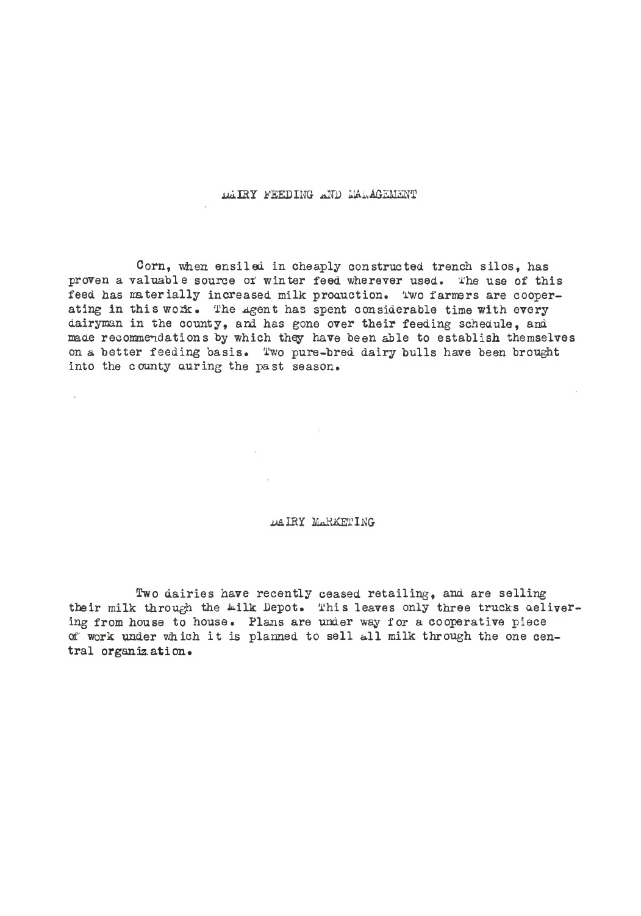## DAIRY FEEDING AND MANAGEMENT

Corn, when ensiled in cheaply constructed trench silos, has proven a valuable source of winter feed wherever used. The use of this feed has materially increased milk production. Two farmers are cooperating in this work. The Agent has spent considerable time with every dairyman in the county, and has gone over their feeding schedule, and made recommendations by which they have been able to establish themselves on a better feeding basis. Two pure-bred dairy bulls have been brought into the county during the past season.

## DAIRY MARKETING

Two dairies have recently ceased retailing, and are selling their milk through the Milk Depot. This leaves only three trucks delivering from house to house. Plans are under way for a cooperative piece of work under which it is planned to sell all milk through the one central organization.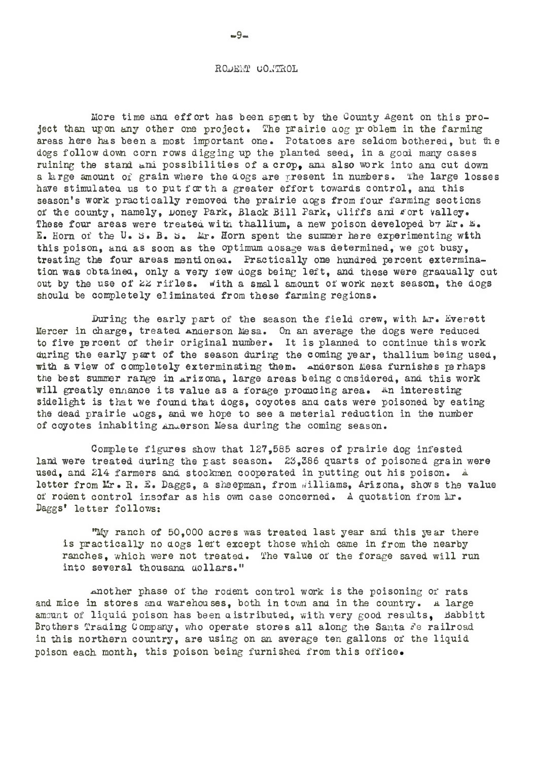## RODENT CONTROL

More time and effort has been spent by the County Agent on this project than upon any other one project. The prairie dog problem in the farming areas here has been a most important one. Potatoes are seldom bothered, but the dogs follow down corn rows digging up the planted seed, in a good many cases ruining the stand and possibilities of a crop, and also work into and cut down a large amount of grain where the dogs are present in numbers. The large losses have stimulated us to put forth a greater effort towards control, and this season's work practically removed the prairie dogs from four farming sections of the county, namely, Doney Park, Black Bill Park, Cliffs and Fort Valley. These four areas were treated with thallium, a new poison developed by Mr. E. E. Horn of the U. S. B. S. Mr. Horn spent the summer here experimenting with this poison, and as soon as the optimum dosage was determined, we got busy, treating the four areas mentioned. Practically one hundred percent extermination was obtained, only a very few dogs being left, and these were gradually cut out by the use of 22 rifles. With a small amount of work next season, the dogs should be completely eliminated from these farming regions.

During the early part of the season the field crew, with Mr. Everett Mercer in charge, treated Anderson Mesa. On an average the dogs were reduced to five percent of their original number. It is planned to continue this work during the early part of the season during the coming year, thallium being used, with a view of completely exterminating them. Anderson Mesa furnishes perhaps the best summer range in Arizona, large areas being considered, and this work will greatly enhance its value as a forage producing area. An interesting sidelight is that we found that dogs, coyotes and cats were poisoned by eating the dead prairie dogs, and we hope to see a meterial reduction in the number of coyotes inhabiting Anderson Mesa during the coming season.

Complete figures show that 127,585 acres of prairie dog infested land were treated during the past season. 23,386 quarts of poisoned grain were used, and 214 farmers and stockmen cooperated in putting out his poison. A letter from Mr. R. E. Daggs, a sheepman, from Williams, Arizona, shows the value of rodent control insofar as his own case concerned. A quotation from Mr. Daggs' letter follows:

> "My ranch of 50,000 acres was treated last year and this year there is practically no dogs left except those which came in from the nearby ranches, which were not treated. The value of the forage saved will run into several thousand dollars."

Another phase of the rodent control work is the poisoning of rats and mice in stores and warehouses, both in town and in the country. A large amount of liquid poison has been distributed, with very good results, Babbitt Brothers Trading Company, who operate stores all along the Santa Fe railroad in this northern country, are using on an average ten gallons of the liquid poison each month, this poison being furnished from this office.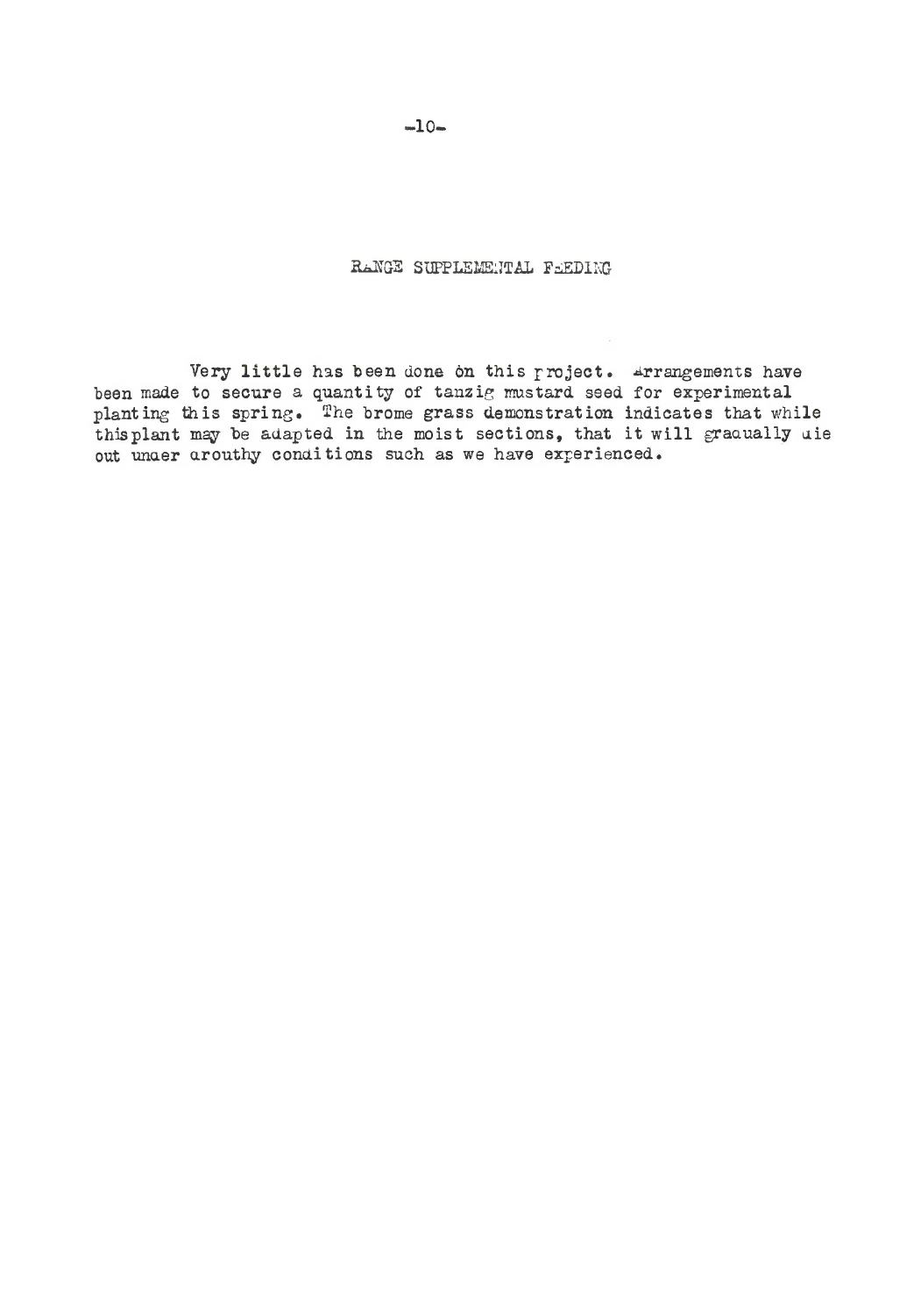## RANGE SUPPLEMENTAL FEEDING

Very little has been done on this project. Arrangements have been made to secure a quantity of tanzig mustard seed for experimental planting this spring. The brome grass demonstration indicates that while this plant may be adapted in the moist sections, that it will gradually die out under drouthy conditions such as we have experienced.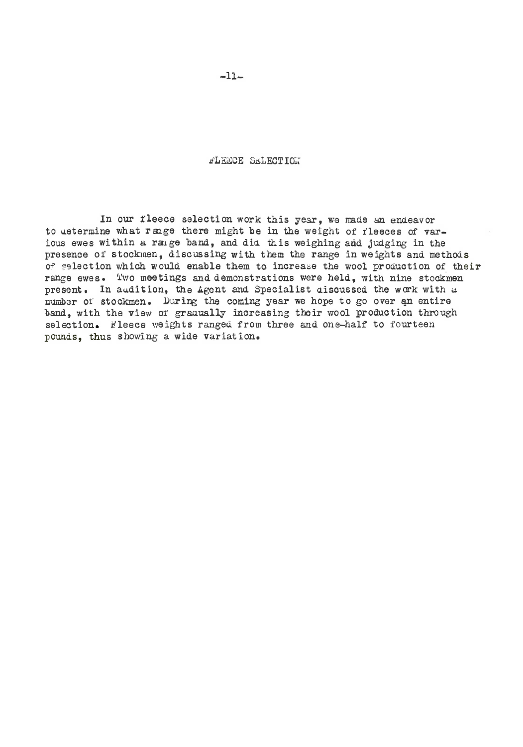## FLEECE SELECTION

In our fleece selection work this year, we made an endeavor to determine what range there might be in the weight of fleeces of various ewes within a range band, and did this weighing and judging in the presence of stockmen, discussing with them the range in weights and methods of selection which would enable them to increase the wool production of their range ewes. Two meetings and demonstrations were held, with nine stockmen present. In addition, the Agent and Specialist discussed the work with a number of stockmen. During the coming year we hope to go over an entire band, with the view of gradually increasing their wool production through selection. Fleece weights ranged from three and one-half to fourteen pounds, thus showing a wide variation.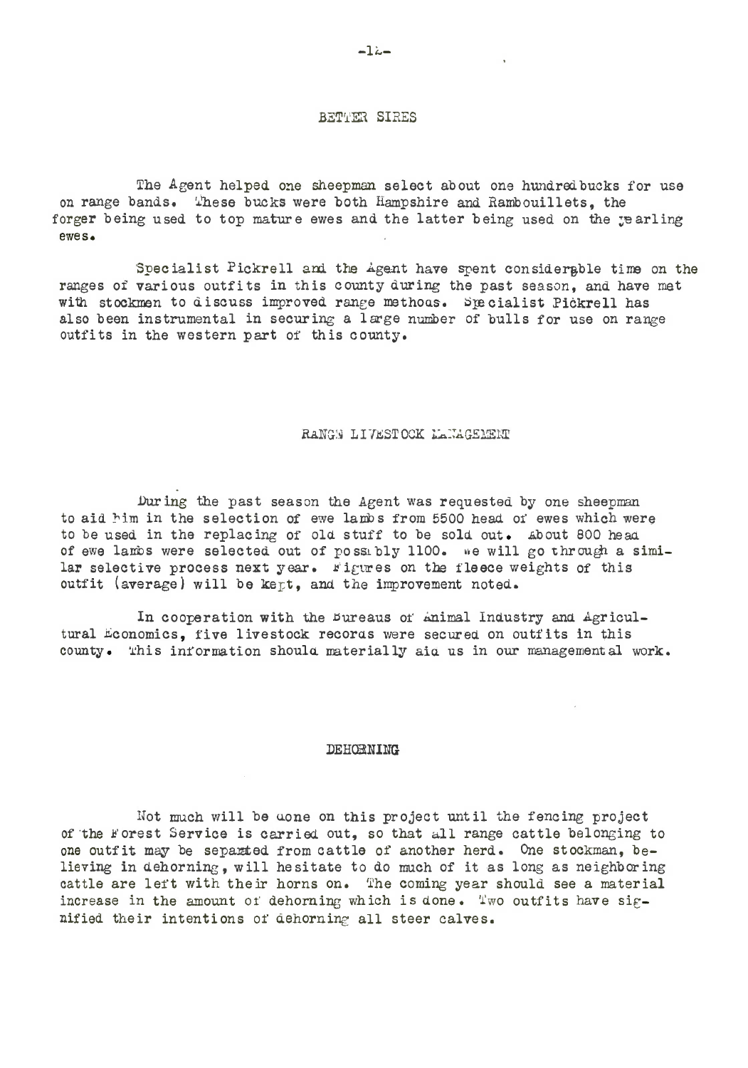## BETTER SIRES

The Agent helped one sheepman select about one hundred bucks for use on range bands. These bucks were both Hampshire and Rambouillets, the forger being used to top mature ewes and the latter being used on the yearling ewes.

Specialist Pickrell and the Agent have spent considerable time on the ranges of various outfits in this county during the past season, and have met with stockmen to discuss improved range methods. Specialist Pickrell has also been instrumental in securing a large number of bulls for use on range outfits in the western part of this county.

## RANGE LIVESTOCK MANAGEMENT

During the past season the Agent was requested by one sheepman to aid him in the selection of ewe lambs from 5500 head of ewes which were to be used in the replacing of old stuff to be sold out. About 800 head of ewe lambs were selected out of possibly 1100. We will go through a similar selective process next year. Figures on the fleece weights of this outfit (average) will be kept, and the improvement noted.

In cooperation with the Bureaus of Animal Industry and Agricultural Economics, five livestock records were secured on outfits in this county. This information should materially aid us in our managemental work.

## DEHORNING

Not much will be done on this project until the fencing project of the Forest Service is carried out, so that all range cattle belonging to one outfit may be separated from cattle of another herd. One stockman, believing in dehorning, will hesitate to do much of it as long as neighboring cattle are left with their horns on. The coming year should see a material increase in the amount of dehorning which is done. Two outfits have signified their intentions of dehorning all steer calves.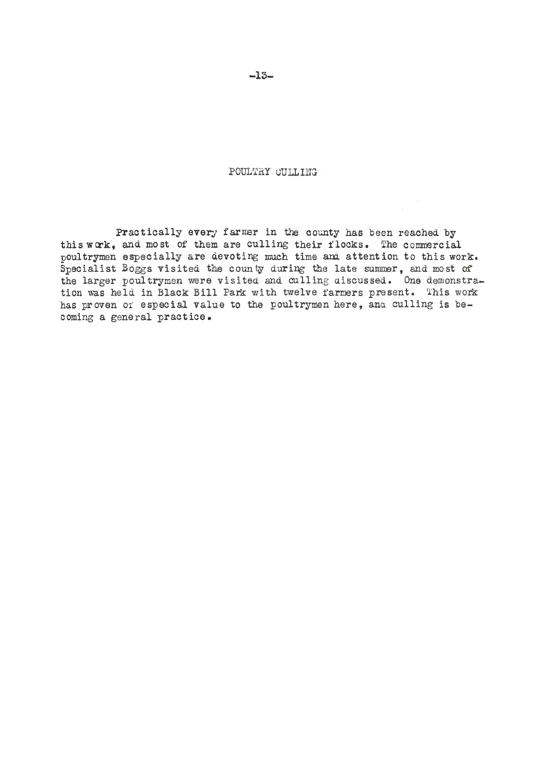## POULTRY CULLING

Practically every farmer in the county has been reached by this work, and most of them are culling their flocks. The commercial poultrymen especially are devoting much time and attention to this work. Specialist Boggs visited the county during the late summer, and most of the larger poultrymen were visited and culling discussed. One demonstration was held in Black Bill Park with twelve farmers present. This work has proven of especial value to the poultrymen here, and culling is becoming a general practice.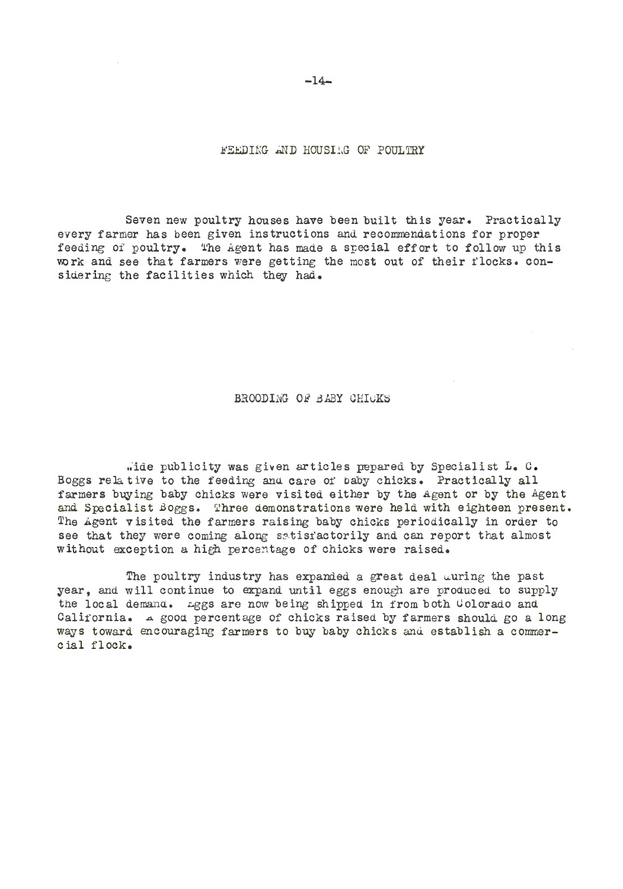## FEEDING AND HOUSING OF POULTRY

Seven new poultry houses have been built this year. Practically every farmer has been given instructions and recommendations for proper feeding of poultry. The Agent has made a special effort to follow up this work and see that farmers were getting the most out of their flocks. considering the facilities which they had.

## BROODING OF BABY CHICKS

Wide publicity was given articles prepared by Specialist L. C. Boggs relative to the feeding and care of baby chicks. Practically all farmers buying baby chicks were visited either by the Agent or by the Agent and Specialist Boggs. Three demonstrations were held with eighteen present. The Agent visited the farmers raising baby chicks periodically in order to see that they were coming along satisfactorily and can report that almost without exception a high percentage of chicks were raised.

The poultry industry has expanded a great deal during the past year, and will continue to expand until eggs enough are produced to supply the local demand. Eggs are now being shipped in from both Colorado and California. A good percentage of chicks raised by farmers should go a long ways toward encouraging farmers to buy baby chicks and establish a commercial flock.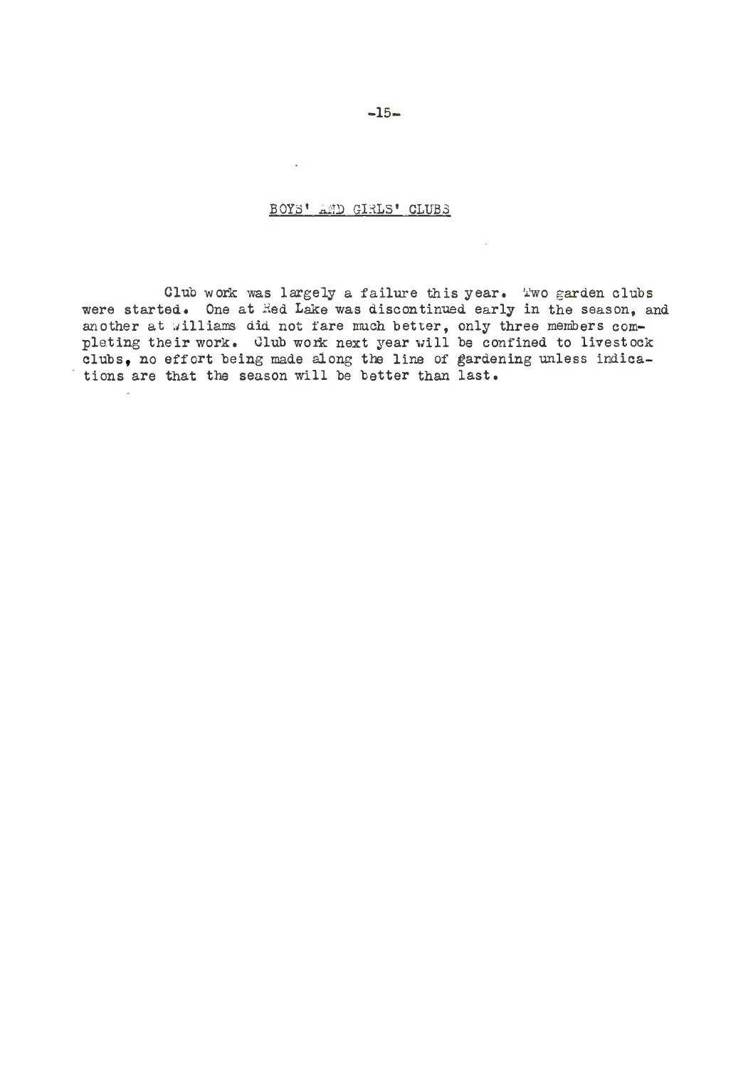## BOYS' AND GIRLS' CLUBS

Club work was largely a failure this year. Two garden clubs were started. One at Red Lake was discontinued early in the season, and another at Williams did not fare much better, only three members completing their work. Club work next year will be confined to livestock clubs, no effort being made along the line of gardening unless indications are that the season will be better than last.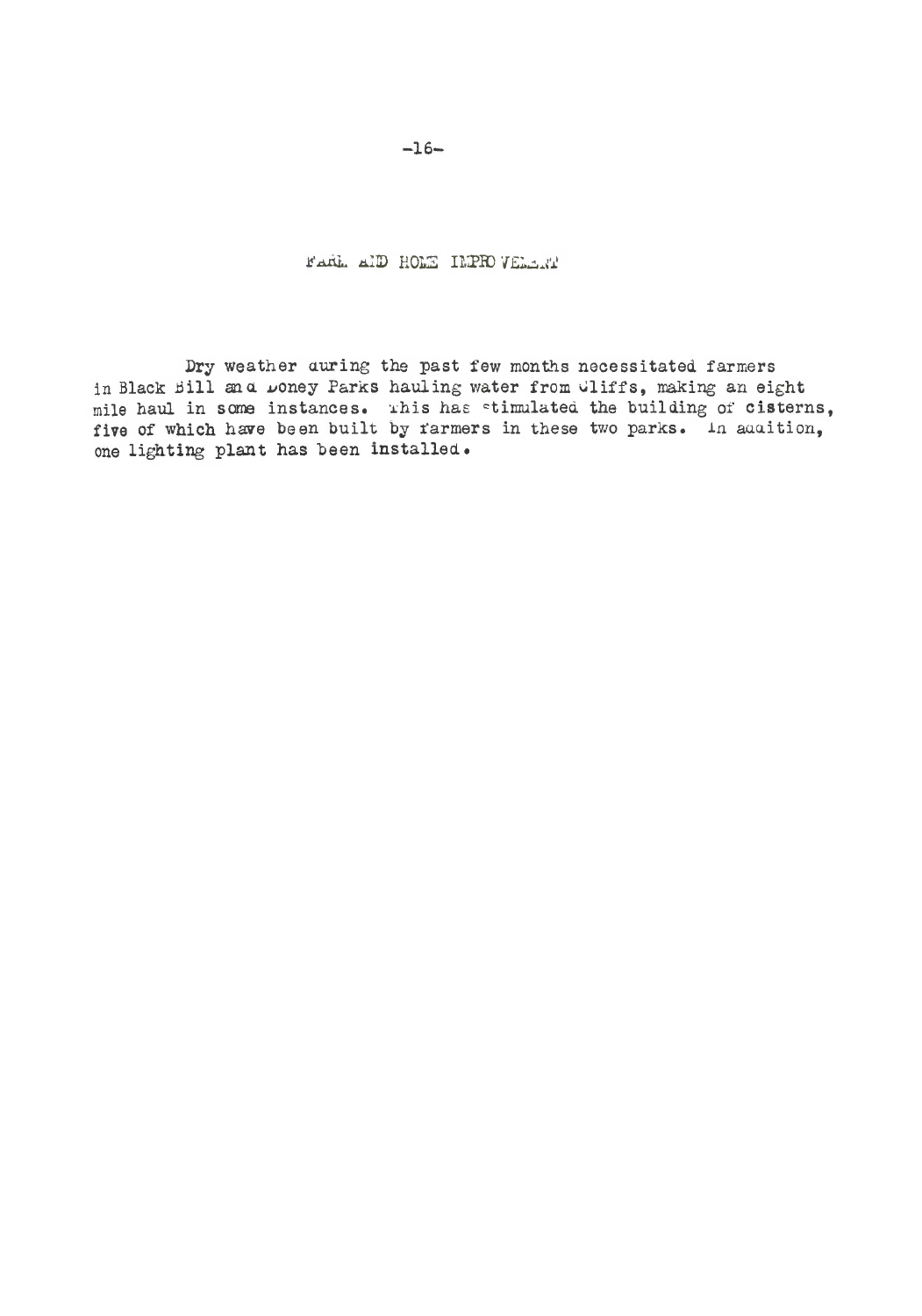## FARM AND HOME IMPROVEMENT

Dry weather during the past few months necessitated farmers in Black Bill and Doney Parks hauling water from Cliffs, making an eight mile haul in some instances. This has stimulated the building of cisterns, five of which have been built by farmers in these two parks. In addition, one lighting plant has been installed.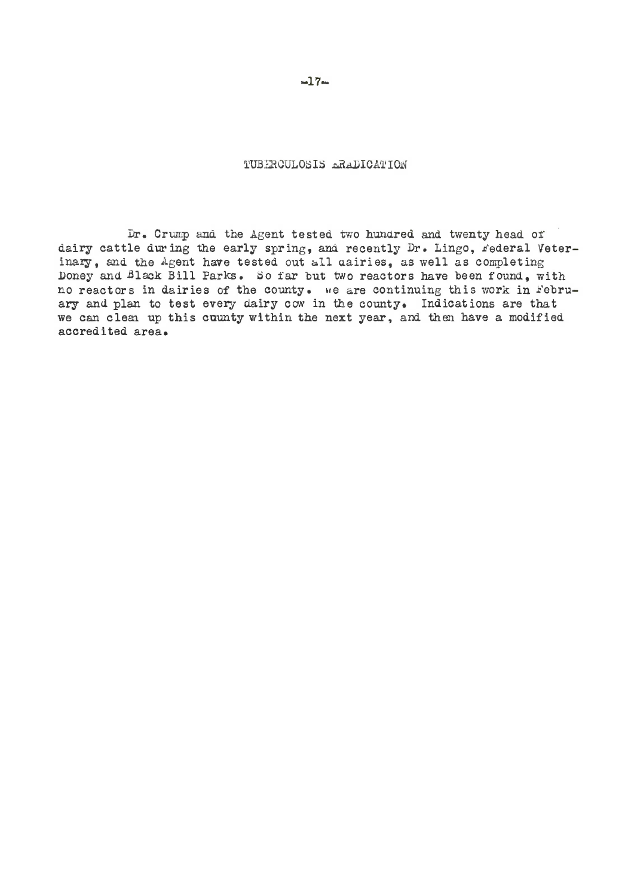# TUBERCULOSIS ERADICATION

Dr. Crump and the Agent tested two hundred and twenty head of dairy cattle during the early spring, and recently Dr. Lingo, Federal Veterinary, and the Agent have tested out all dairies, as well as completing Doney and Black Bill Parks. So far but two reactors have been found, with no reactors in dairies of the county. We are continuing this work in February and plan to test every dairy cow in the county. Indications are that we can clean up this county within the next year, and then have a modified accredited area.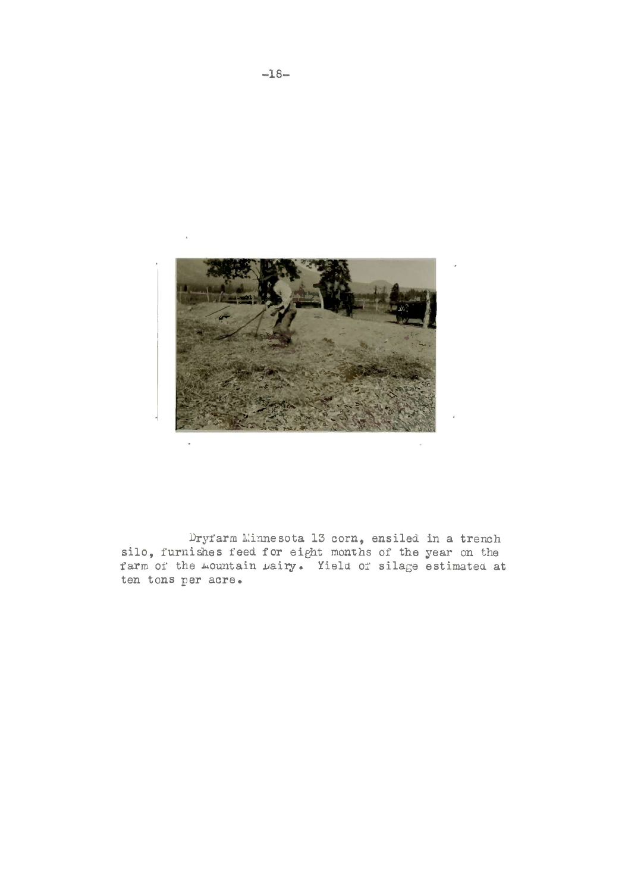Dryfarm Minnesota 13 corn, ensiled in a trench silo, furnishes feed for eight months of the year on the farm of the Mountain Dairy. Yield of silage estimated at ten tons per acre.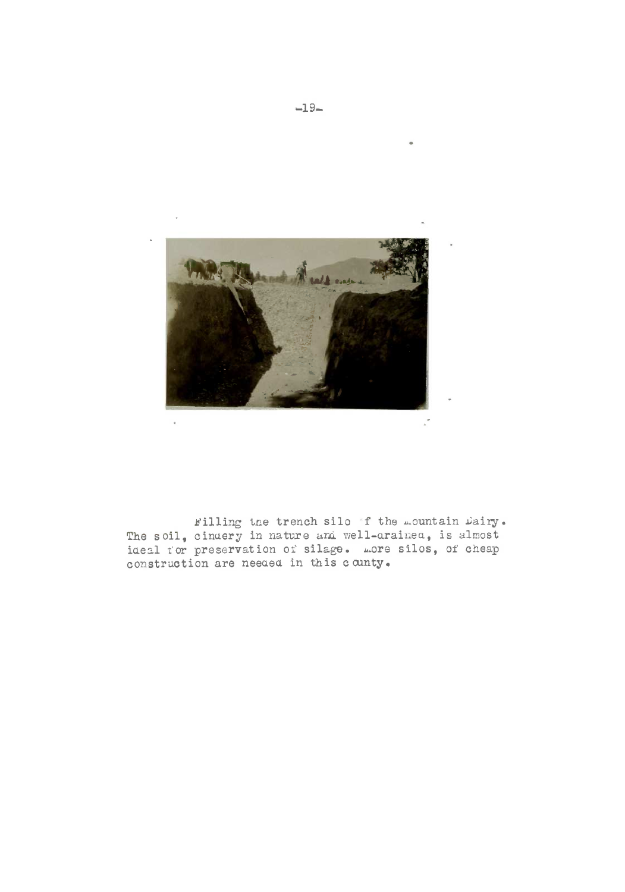Filling the trench silo of the Mountain Dairy. The soil, cindery in nature and well-drained, is almost ideal for preservation of silage. More silos, of cheap construction are needed in this county.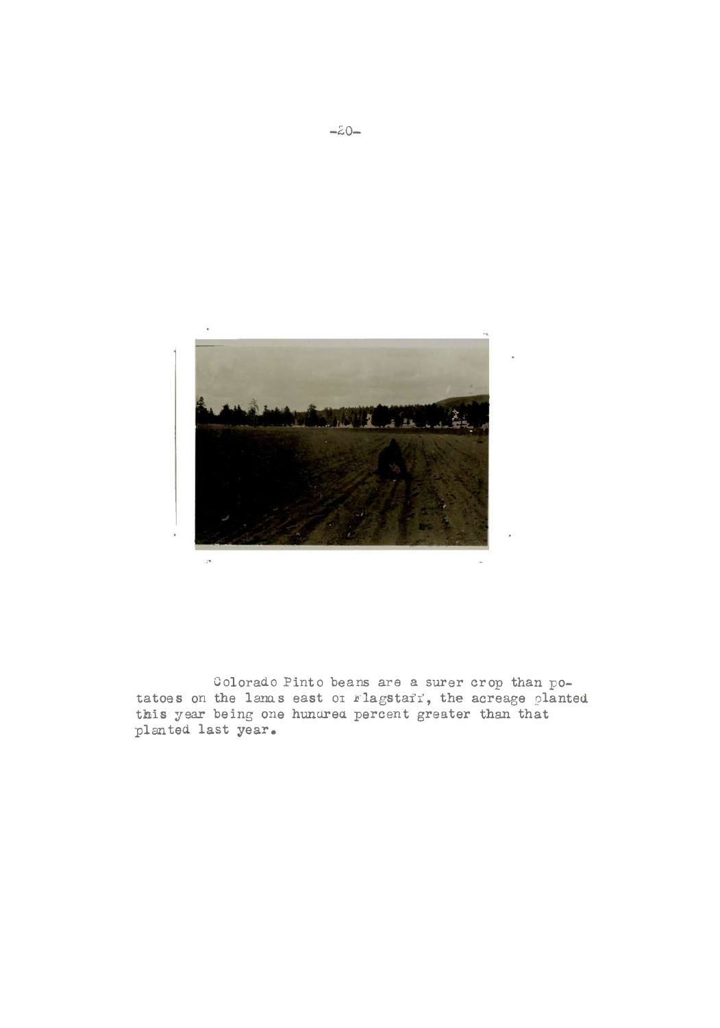Colorado Pinto beans are a surer crop than potatoes on the lands east of Flagstaff, the acreage planted this year being one hundred percent greater than that planted last year.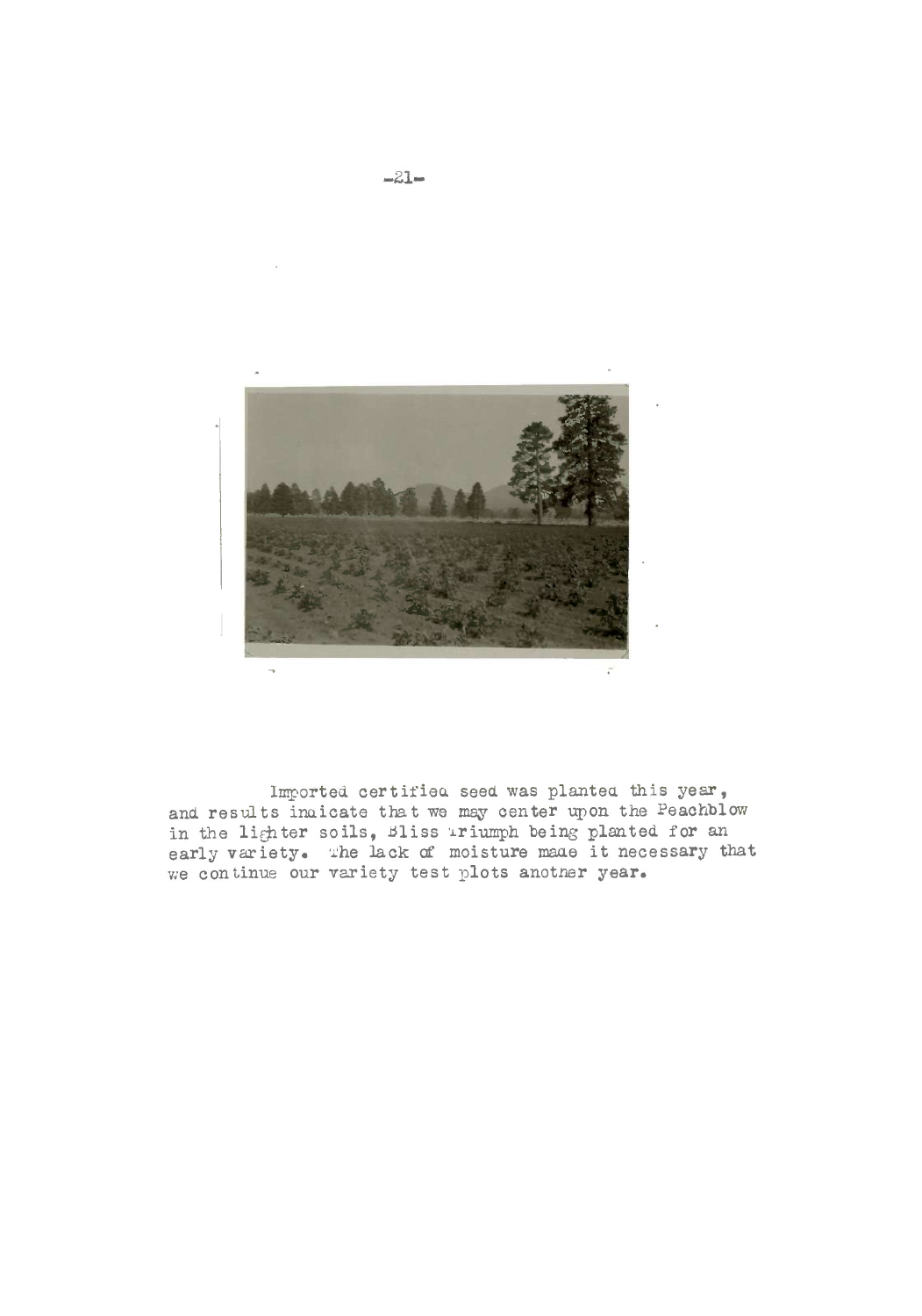Imported certified seed was planted this year, and results indicate that we may center upon the Peachblow in the lighter soils, Bliss Triumph being planted for an early variety. The lack of moisture made it necessary that we continue our variety test plots another year.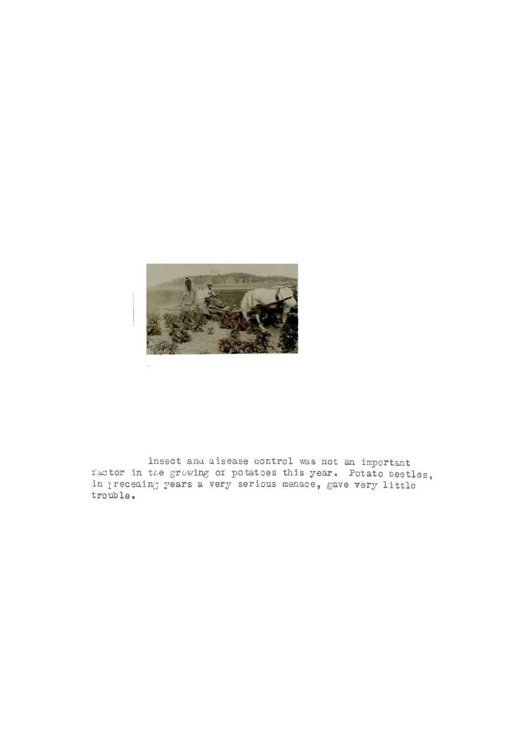Insect and disease control was not an important factor in the growing of potatoes this year. Potato beetles, in preceding years a very serious menace, gave very little trouble.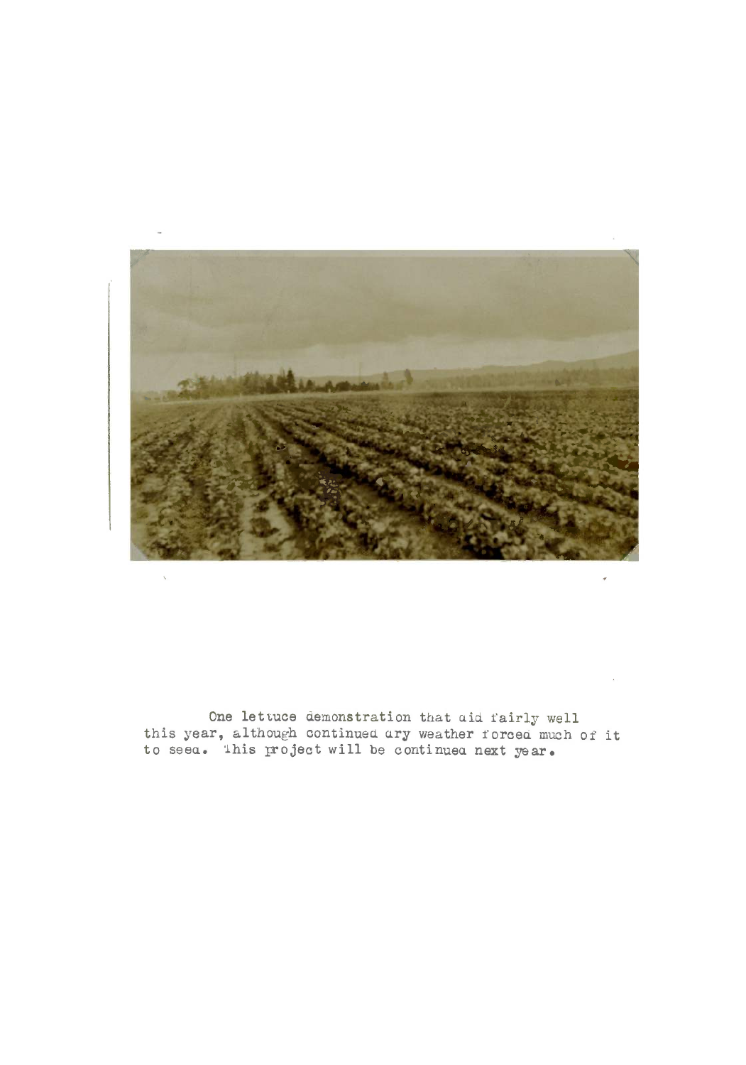One lettuce demonstration that did fairly well this year, although continued dry weather forced much of it to seed. This project will be continued next year.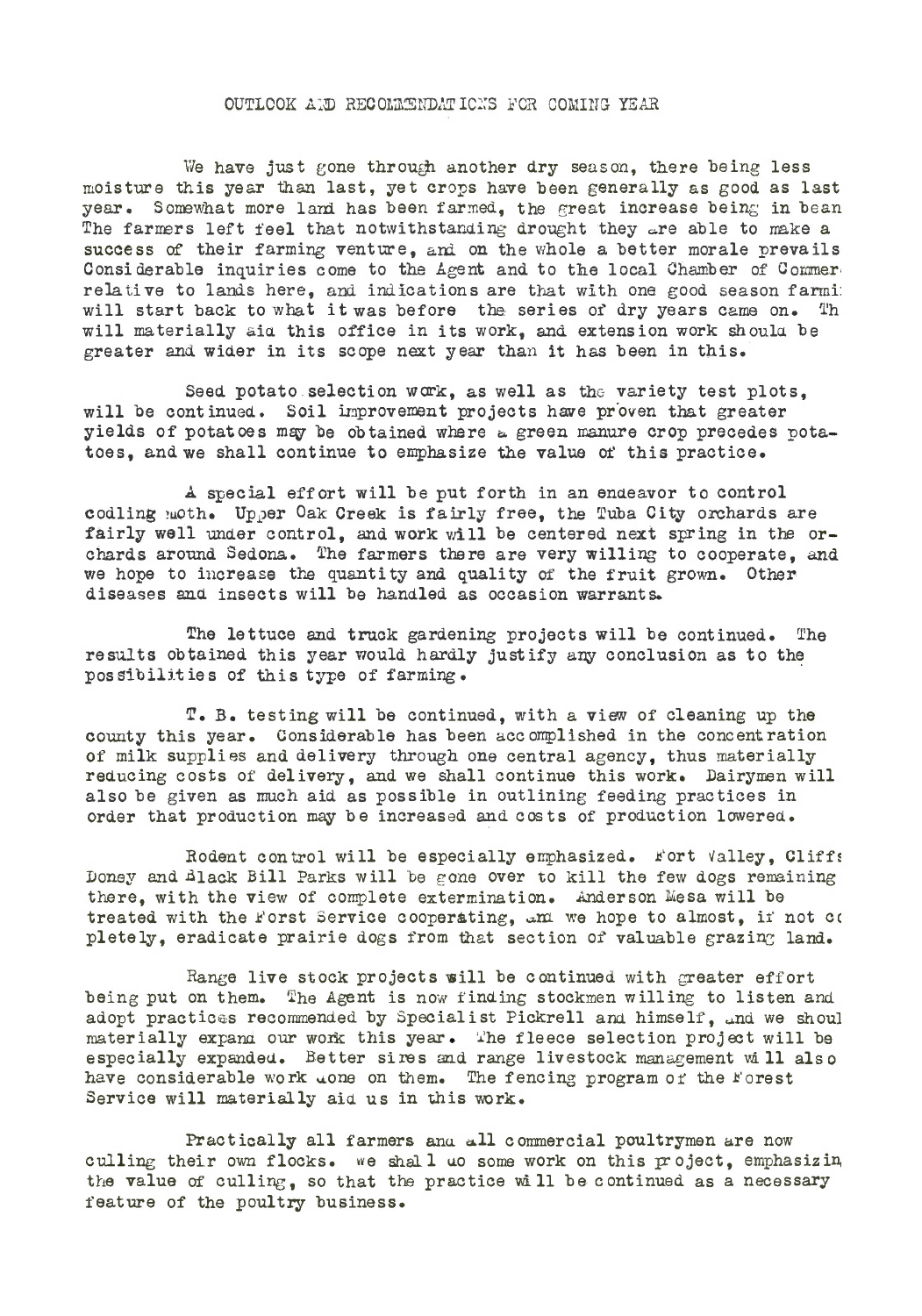## OUTLOOK AND RECOMMENDATIONS FOR COMING YEAR

We have just gone through another dry season, there being less moisture this year than last, yet crops have been generally as good as last year. Somewhat more land has been farmed, the great increase being in bean The farmers left feel that notwithstanding drought they are able to make a success of their farming venture, and on the whole a better morale prevails Considerable inquiries come to the Agent and to the local Chamber of Commer relative to lands here, and indications are that with one good season farmi will start back to what it was before the series of dry years came on. Th will materially aid this office in its work, and extension work should be greater and wider in its scope next year than it has been in this.

Seed potato selection work, as well as the variety test plots, will be continued. Soil improvement projects have proven that greater yields of potatoes may be obtained where a green manure crop precedes potatoes, and we shall continue to emphasize the value of this practice.

A special effort will be put forth in an endeavor to control codling moth. Upper Oak Creek is fairly free, the Tuba City orchards are fairly well under control, and work will be centered next spring in the orchards around Sedona. The farmers there are very willing to cooperate, and we hope to increase the quantity and quality of the fruit grown. Other diseases and insects will be handled as occasion warrants.

The lettuce and truck gardening projects will be continued. The results obtained this year would hardly justify any conclusion as to the possibilities of this type of farming.

T. B. testing will be continued, with a view of cleaning up the county this year. Considerable has been accomplished in the concentration of milk supplies and delivery through one central agency, thus materially reducing costs of delivery, and we shall continue this work. Dairymen will also be given as much aid as possible in outlining feeding practices in order that production may be increased and costs of production lowered.

Rodent control will be especially emphasized. Fort Valley, Cliffs Doney and Black Bill Parks will be gone over to kill the few dogs remaining there, with the view of complete extermination. Anderson Mesa will be treated with the Forst Service cooperating, and we hope to almost, if not co pletely, eradicate prairie dogs from that section of valuable grazing land.

Range live stock projects will be continued with greater effort being put on them. The Agent is now finding stockmen willing to listen and adopt practices recommended by Specialist Pickrell and himself, and we shoul materially expand our work this year. The fleece selection project will be especially expanded. Better sires and range livestock management will also have considerable work done on them. The fencing program of the Forest Service will materially aid us in this work.

Practically all farmers and all commercial poultrymen are now culling their own flocks. We shall do some work on this project, emphasizin the value of culling, so that the practice will be continued as a necessary feature of the poultry business.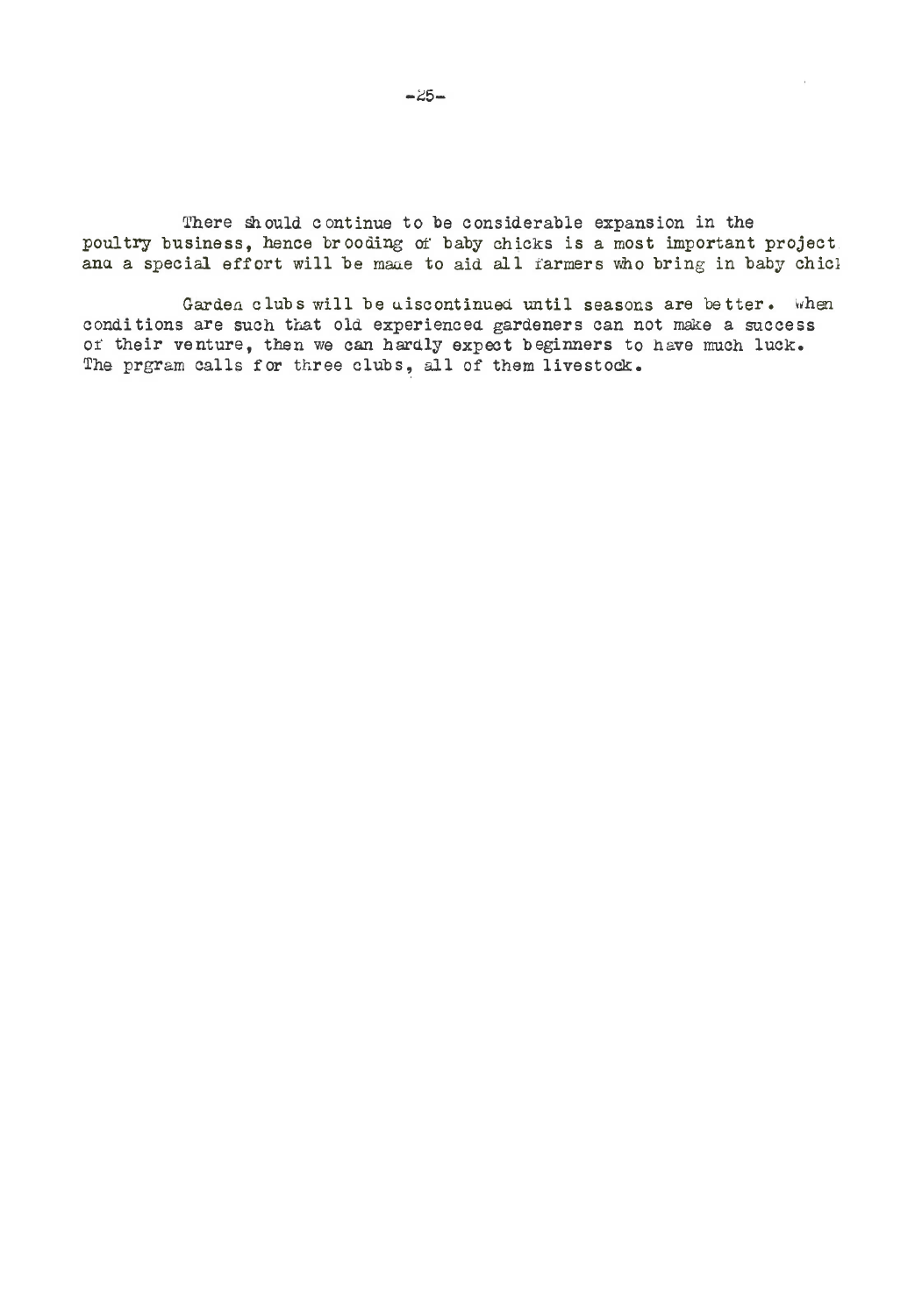There should continue to be considerable expansion in the poultry business, hence brooding of baby chicks is a most important project and a special effort will be made to aid all farmers who bring in baby chicl

Garden clubs will be discontinued until seasons are better. When conditions are such that old experienced gardeners can not make a success of their venture, then we can hardly expect beginners to have much luck. The prgram calls for three clubs, all of them livestock.